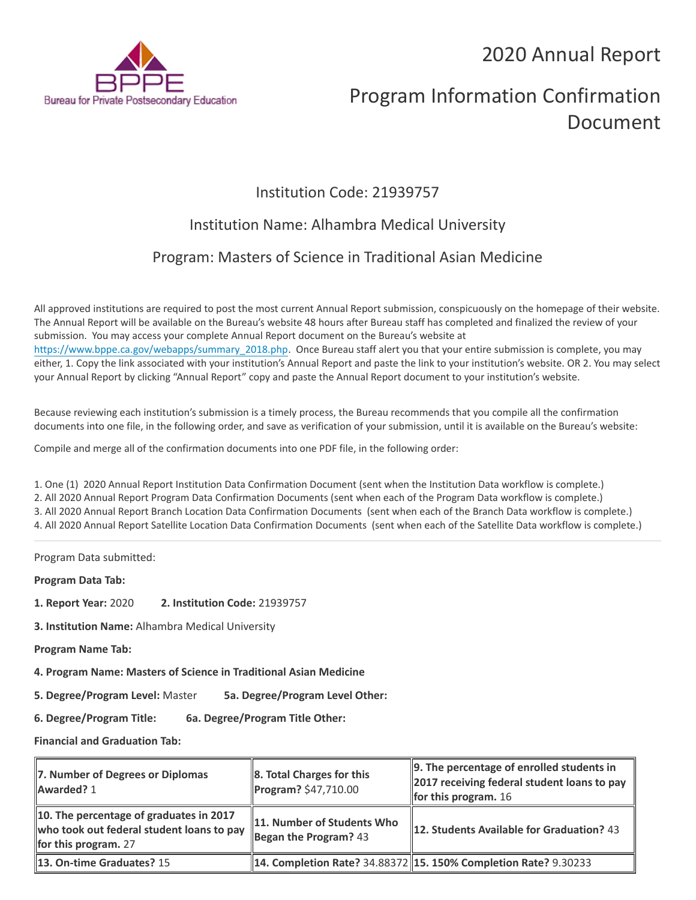# 2020 Annual Report

# Program Information Confirmation Document

## Institution Code: 21939757

## Institution Name: Alhambra Medical University

## Program: Masters of Science in Traditional Asian Medicine

All approved institutions are required to post the most current Annual Report submission, conspicuously on the homepage of their website. The Annual Report will be available on the Bureau's website 48 hours after Bureau staff has completed and finalized the review of your submission. You may access your complete Annual Report document on the Bureau's website at https://www.bppe.ca.gov/webapps/summary_2018.php. Once Bureau staff alert you that your entire submission is complete, you may either, 1. Copy the link associated with your institution's Annual Report and paste the link to your institution's website. OR 2. You may select your Annual Report by clicking "Annual Report" copy and paste the Annual Report document to your institution's website.

Because reviewing each institution's submission is a timely process, the Bureau recommends that you compile all the confirmation documents into one file, in the following order, and save as verification of your submission, until it is available on the Bureau's website:

Compile and merge all of the confirmation documents into one PDF file, in the following order:

1. One (1) 2020 Annual Report Institution Data Confirmation Document (sent when the Institution Data workflow is complete.)
2. All 2020 Annual Report Program Data Confirmation Documents (sent when each of the Program Data workflow is complete.)
3. All 2020 Annual Report Branch Location Data Confirmation Documents (sent when each of the Branch Data workflow is complete.)
4. All 2020 Annual Report Satellite Location Data Confirmation Documents (sent when each of the Satellite Data workflow is complete.)

---

Program Data submitted:

**Program Data Tab:**

**1. Report Year:** 2020 **2. Institution Code:** 21939757

**3. Institution Name:** Alhambra Medical University

**Program Name Tab:**

**4. Program Name: Masters of Science in Traditional Asian Medicine**

**5. Degree/Program Level:** Master **5a. Degree/Program Level Other:**

**6. Degree/Program Title:** **6a. Degree/Program Title Other:**

**Financial and Graduation Tab:**

| | | |
|---|---|---|
| **7. Number of Degrees or Diplomas Awarded?** 1 | **8. Total Charges for this Program?** $47,710.00 | **9. The percentage of enrolled students in 2017 receiving federal student loans to pay for this program.** 16 |
| **10. The percentage of graduates in 2017 who took out federal student loans to pay for this program.** 27 | **11. Number of Students Who Began the Program?** 43 | **12. Students Available for Graduation?** 43 |
| **13. On-time Graduates?** 15 | **14. Completion Rate?** 34.88372 | **15. 150% Completion Rate?** 9.30233 |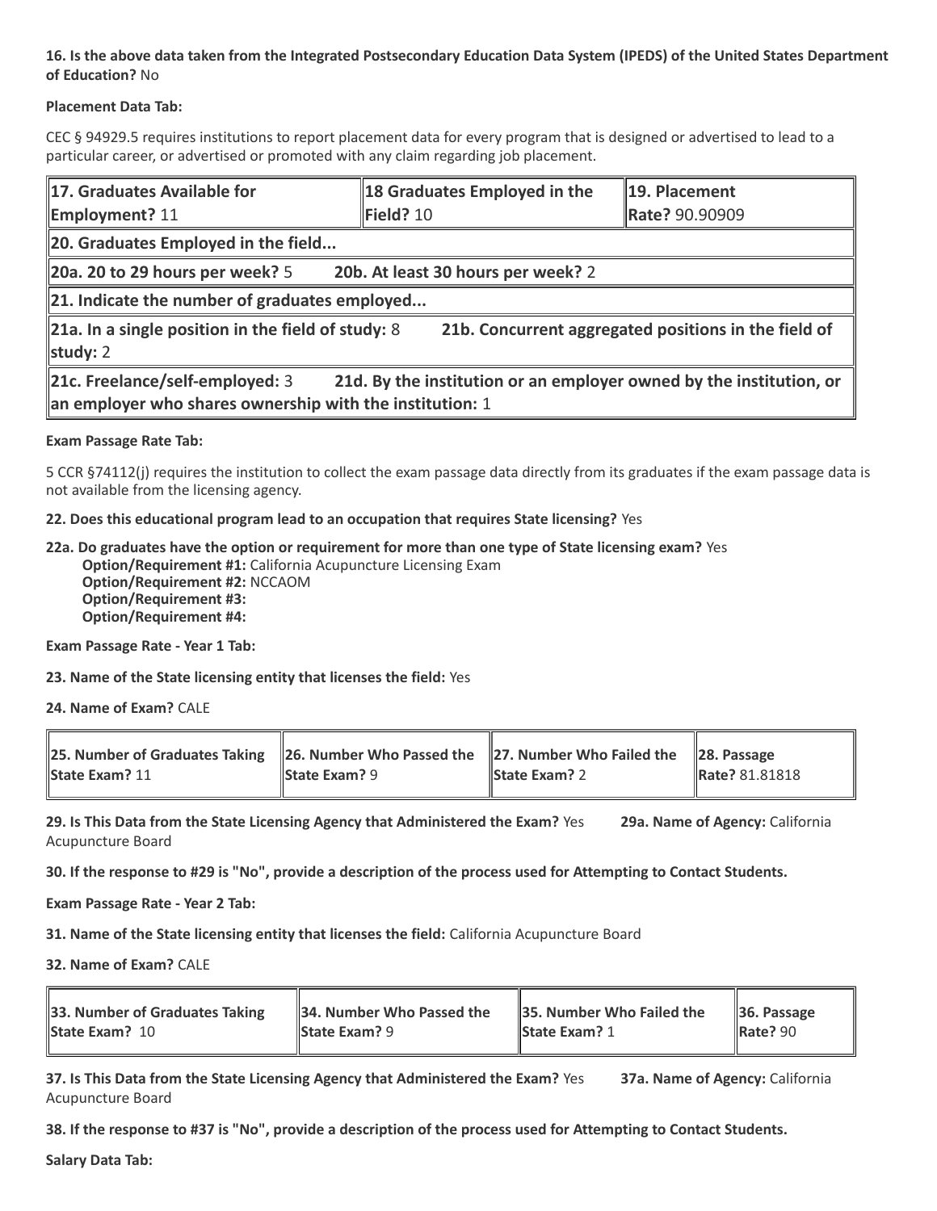**16. Is the above data taken from the Integrated Postsecondary Education Data System (IPEDS) of the United States Department of Education?** No

**Placement Data Tab:**

CEC § 94929.5 requires institutions to report placement data for every program that is designed or advertised to lead to a particular career, or advertised or promoted with any claim regarding job placement.

| **17. Graduates Available for Employment?** 11 | **18 Graduates Employed in the Field?** 10 | **19. Placement Rate?** 90.90909 |
|---|---|---|
| **20. Graduates Employed in the field...** | | |
| **20a. 20 to 29 hours per week?** 5 **20b. At least 30 hours per week?** 2 | | |
| **21. Indicate the number of graduates employed...** | | |
| **21a. In a single position in the field of study:** 8 **21b. Concurrent aggregated positions in the field of study:** 2 | | |
| **21c. Freelance/self-employed:** 3 **21d. By the institution or an employer owned by the institution, or an employer who shares ownership with the institution:** 1 | | |

**Exam Passage Rate Tab:**

5 CCR §74112(j) requires the institution to collect the exam passage data directly from its graduates if the exam passage data is not available from the licensing agency.

**22. Does this educational program lead to an occupation that requires State licensing?** Yes

**22a. Do graduates have the option or requirement for more than one type of State licensing exam?** Yes
- **Option/Requirement #1:** California Acupuncture Licensing Exam
- **Option/Requirement #2:** NCCAOM
- **Option/Requirement #3:**
- **Option/Requirement #4:**

**Exam Passage Rate - Year 1 Tab:**

**23. Name of the State licensing entity that licenses the field:** Yes

**24. Name of Exam?** CALE

| **25. Number of Graduates Taking State Exam?** 11 | **26. Number Who Passed the State Exam?** 9 | **27. Number Who Failed the State Exam?** 2 | **28. Passage Rate?** 81.81818 |
|---|---|---|---|

**29. Is This Data from the State Licensing Agency that Administered the Exam?** Yes **29a. Name of Agency:** California Acupuncture Board

**30. If the response to #29 is "No", provide a description of the process used for Attempting to Contact Students.**

**Exam Passage Rate - Year 2 Tab:**

**31. Name of the State licensing entity that licenses the field:** California Acupuncture Board

**32. Name of Exam?** CALE

| **33. Number of Graduates Taking State Exam?** 10 | **34. Number Who Passed the State Exam?** 9 | **35. Number Who Failed the State Exam?** 1 | **36. Passage Rate?** 90 |
|---|---|---|---|

**37. Is This Data from the State Licensing Agency that Administered the Exam?** Yes **37a. Name of Agency:** California Acupuncture Board

**38. If the response to #37 is "No", provide a description of the process used for Attempting to Contact Students.**

**Salary Data Tab:**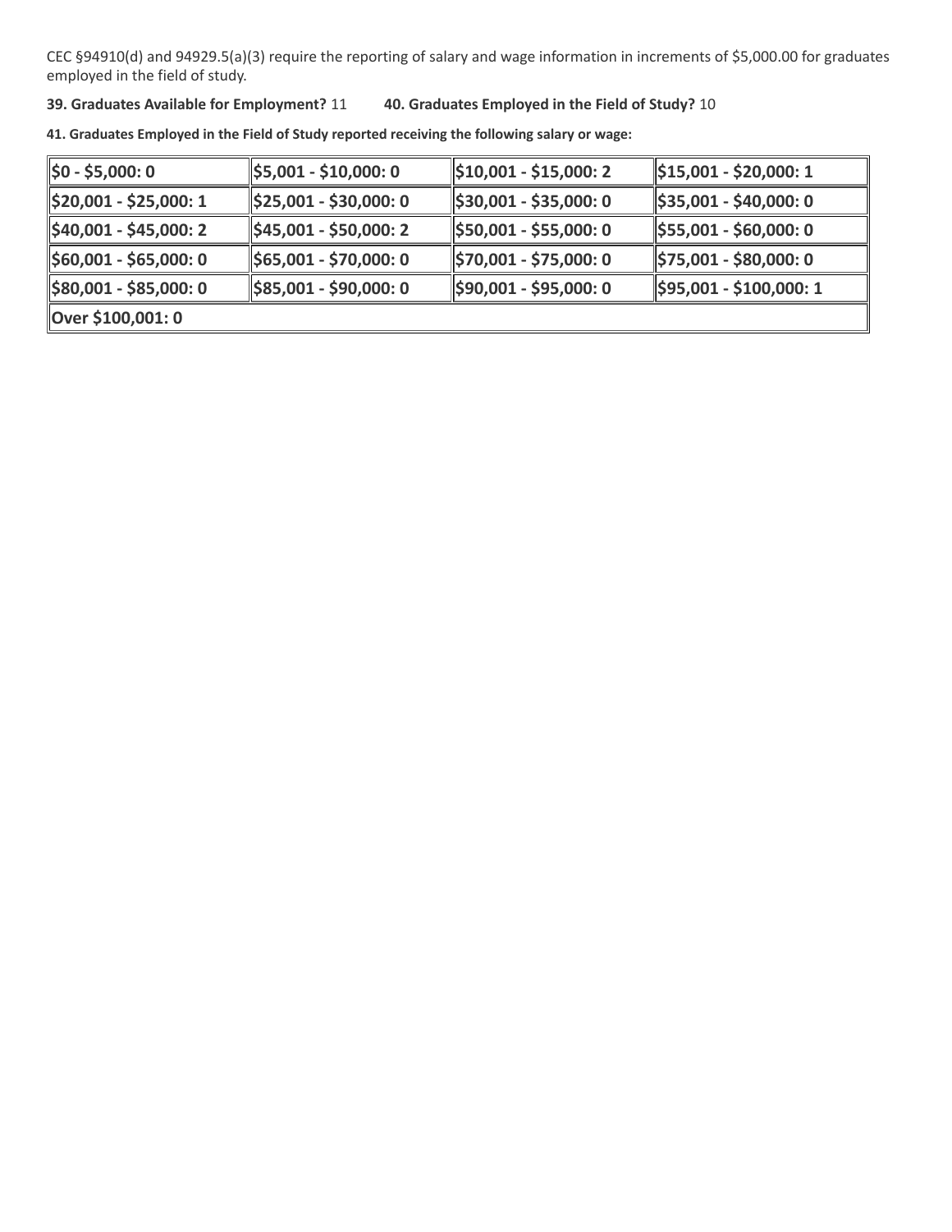CEC §94910(d) and 94929.5(a)(3) require the reporting of salary and wage information in increments of $5,000.00 for graduates employed in the field of study.

**39. Graduates Available for Employment?** 11 **40. Graduates Employed in the Field of Study?** 10

**41. Graduates Employed in the Field of Study reported receiving the following salary or wage:**

| | | | |
|---|---|---|---|
| **$0 - $5,000: 0** | **$5,001 - $10,000: 0** | **$10,001 - $15,000: 2** | **$15,001 - $20,000: 1** |
| **$20,001 - $25,000: 1** | **$25,001 - $30,000: 0** | **$30,001 - $35,000: 0** | **$35,001 - $40,000: 0** |
| **$40,001 - $45,000: 2** | **$45,001 - $50,000: 2** | **$50,001 - $55,000: 0** | **$55,001 - $60,000: 0** |
| **$60,001 - $65,000: 0** | **$65,001 - $70,000: 0** | **$70,001 - $75,000: 0** | **$75,001 - $80,000: 0** |
| **$80,001 - $85,000: 0** | **$85,001 - $90,000: 0** | **$90,001 - $95,000: 0** | **$95,001 - $100,000: 1** |
| **Over $100,001: 0** | | | |